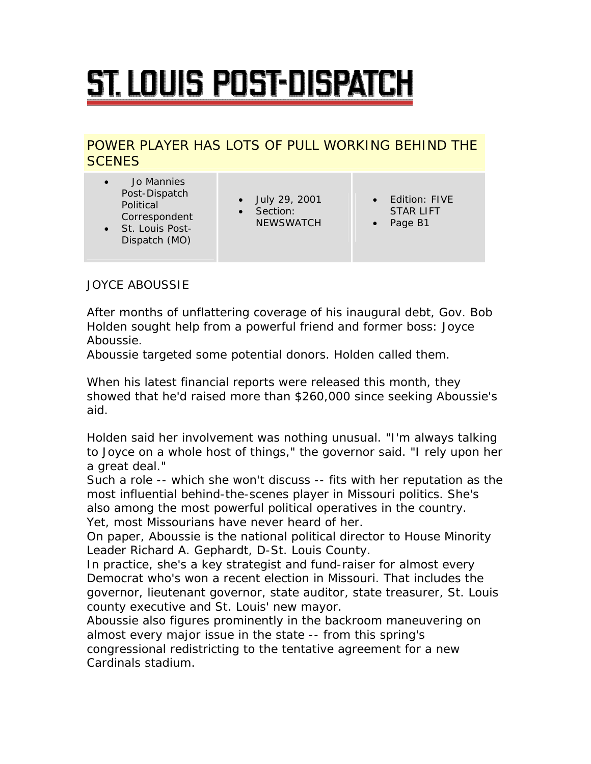# ST. LOUIS POST-DISPATCH

## POWER PLAYER HAS LOTS OF PULL WORKING BEHIND THE SCENES

- Jo Mannies Post-Dispatch Political Correspondent
- St. Louis Post-Dispatch (MO)

- July 29, 2001
- Section: NEWSWATCH

- Edition: FIVE STAR LIFT
- Page B1

JOYCE ABOUSSIE

After months of unflattering coverage of his inaugural debt, Gov. Bob Holden sought help from a powerful friend and former boss: Joyce Aboussie.
Aboussie targeted some potential donors. Holden called them.

When his latest financial reports were released this month, they showed that he'd raised more than $260,000 since seeking Aboussie's aid.

Holden said her involvement was nothing unusual. "I'm always talking to Joyce on a whole host of things," the governor said. "I rely upon her a great deal."
Such a role -- which she won't discuss -- fits with her reputation as the most influential behind-the-scenes player in Missouri politics. She's also among the most powerful political operatives in the country.
Yet, most Missourians have never heard of her.
On paper, Aboussie is the national political director to House Minority Leader Richard A. Gephardt, D-St. Louis County.
In practice, she's a key strategist and fund-raiser for almost every Democrat who's won a recent election in Missouri. That includes the governor, lieutenant governor, state auditor, state treasurer, St. Louis county executive and St. Louis' new mayor.
Aboussie also figures prominently in the backroom maneuvering on almost every major issue in the state -- from this spring's congressional redistricting to the tentative agreement for a new Cardinals stadium.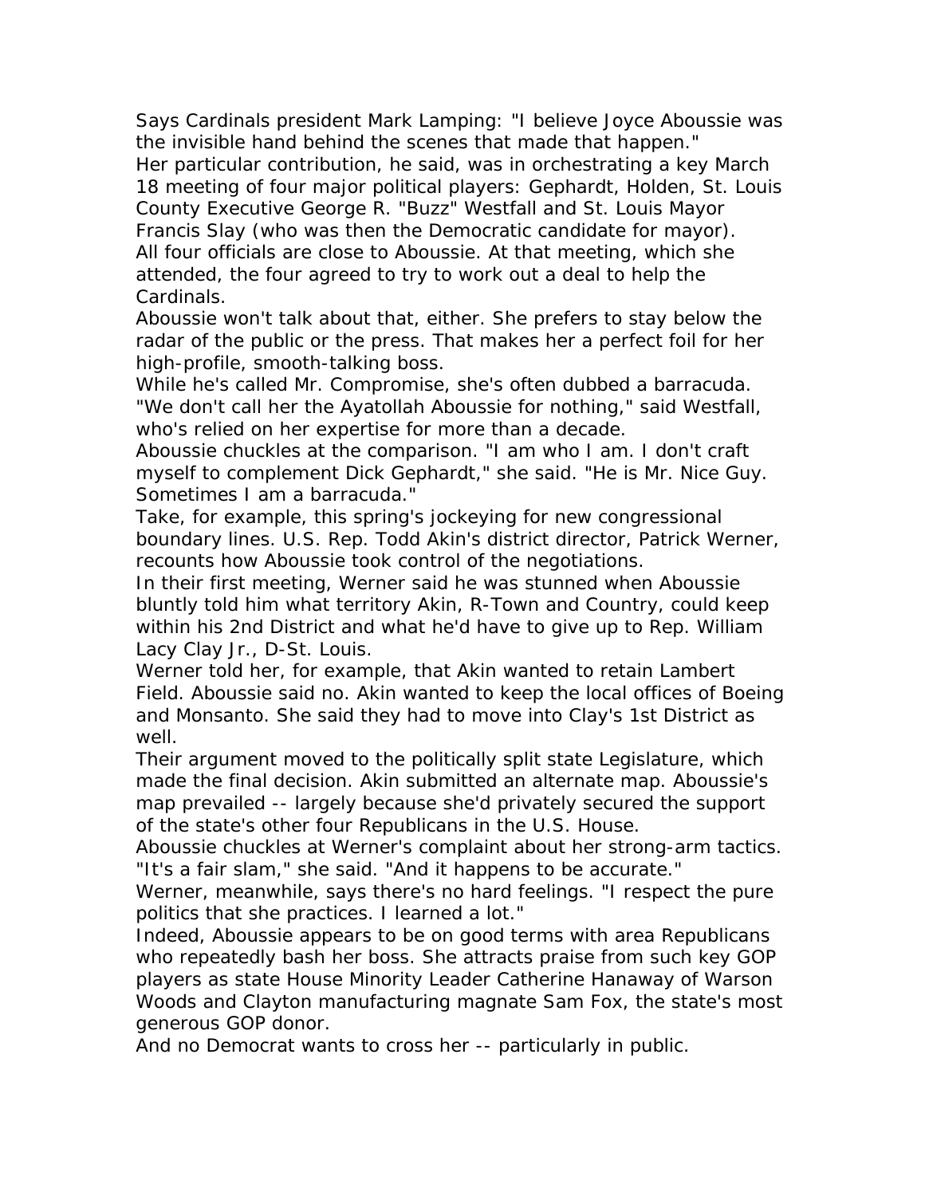Says Cardinals president Mark Lamping: "I believe Joyce Aboussie was the invisible hand behind the scenes that made that happen."

Her particular contribution, he said, was in orchestrating a key March 18 meeting of four major political players: Gephardt, Holden, St. Louis County Executive George R. "Buzz" Westfall and St. Louis Mayor Francis Slay (who was then the Democratic candidate for mayor).

All four officials are close to Aboussie. At that meeting, which she attended, the four agreed to try to work out a deal to help the Cardinals.

Aboussie won't talk about that, either. She prefers to stay below the radar of the public or the press. That makes her a perfect foil for her high-profile, smooth-talking boss.

While he's called Mr. Compromise, she's often dubbed a barracuda.

"We don't call her the Ayatollah Aboussie for nothing," said Westfall, who's relied on her expertise for more than a decade.

Aboussie chuckles at the comparison. "I am who I am. I don't craft myself to complement Dick Gephardt," she said. "He is Mr. Nice Guy. Sometimes I am a barracuda."

Take, for example, this spring's jockeying for new congressional boundary lines. U.S. Rep. Todd Akin's district director, Patrick Werner, recounts how Aboussie took control of the negotiations.

In their first meeting, Werner said he was stunned when Aboussie bluntly told him what territory Akin, R-Town and Country, could keep within his 2nd District and what he'd have to give up to Rep. William Lacy Clay Jr., D-St. Louis.

Werner told her, for example, that Akin wanted to retain Lambert Field. Aboussie said no. Akin wanted to keep the local offices of Boeing and Monsanto. She said they had to move into Clay's 1st District as well.

Their argument moved to the politically split state Legislature, which made the final decision. Akin submitted an alternate map. Aboussie's map prevailed -- largely because she'd privately secured the support of the state's other four Republicans in the U.S. House.

Aboussie chuckles at Werner's complaint about her strong-arm tactics. "It's a fair slam," she said. "And it happens to be accurate."

Werner, meanwhile, says there's no hard feelings. "I respect the pure politics that she practices. I learned a lot."

Indeed, Aboussie appears to be on good terms with area Republicans who repeatedly bash her boss. She attracts praise from such key GOP players as state House Minority Leader Catherine Hanaway of Warson Woods and Clayton manufacturing magnate Sam Fox, the state's most generous GOP donor.

And no Democrat wants to cross her -- particularly in public.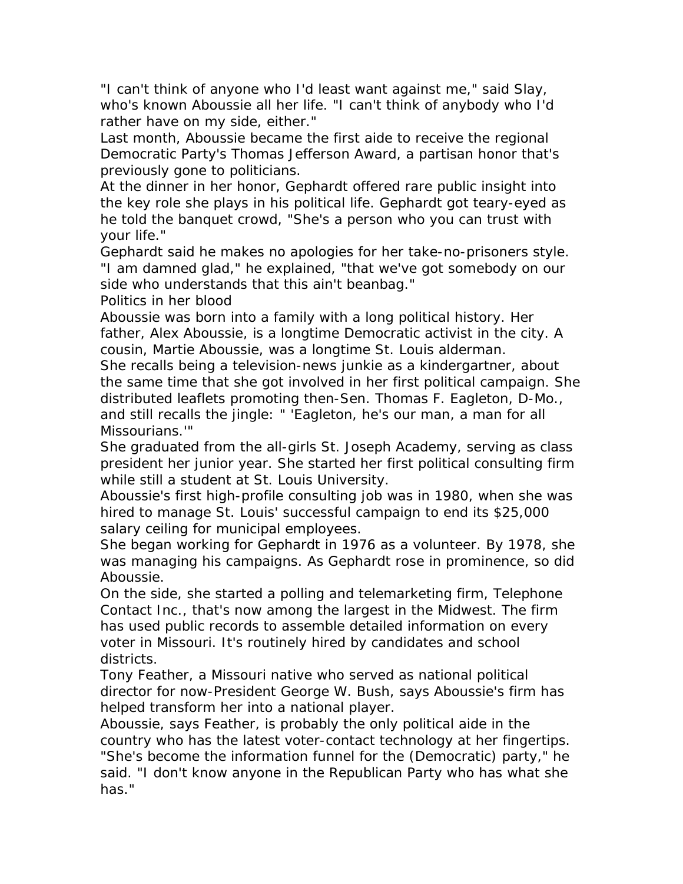"I can't think of anyone who I'd least want against me," said Slay, who's known Aboussie all her life. "I can't think of anybody who I'd rather have on my side, either."

Last month, Aboussie became the first aide to receive the regional Democratic Party's Thomas Jefferson Award, a partisan honor that's previously gone to politicians.

At the dinner in her honor, Gephardt offered rare public insight into the key role she plays in his political life. Gephardt got teary-eyed as he told the banquet crowd, "She's a person who you can trust with your life."

Gephardt said he makes no apologies for her take-no-prisoners style. "I am damned glad," he explained, "that we've got somebody on our side who understands that this ain't beanbag."

## Politics in her blood

Aboussie was born into a family with a long political history. Her father, Alex Aboussie, is a longtime Democratic activist in the city. A cousin, Martie Aboussie, was a longtime St. Louis alderman.

She recalls being a television-news junkie as a kindergartner, about the same time that she got involved in her first political campaign. She distributed leaflets promoting then-Sen. Thomas F. Eagleton, D-Mo., and still recalls the jingle: " 'Eagleton, he's our man, a man for all Missourians.'"

She graduated from the all-girls St. Joseph Academy, serving as class president her junior year. She started her first political consulting firm while still a student at St. Louis University.

Aboussie's first high-profile consulting job was in 1980, when she was hired to manage St. Louis' successful campaign to end its $25,000 salary ceiling for municipal employees.

She began working for Gephardt in 1976 as a volunteer. By 1978, she was managing his campaigns. As Gephardt rose in prominence, so did Aboussie.

On the side, she started a polling and telemarketing firm, Telephone Contact Inc., that's now among the largest in the Midwest. The firm has used public records to assemble detailed information on every voter in Missouri. It's routinely hired by candidates and school districts.

Tony Feather, a Missouri native who served as national political director for now-President George W. Bush, says Aboussie's firm has helped transform her into a national player.

Aboussie, says Feather, is probably the only political aide in the country who has the latest voter-contact technology at her fingertips. "She's become the information funnel for the (Democratic) party," he said. "I don't know anyone in the Republican Party who has what she has."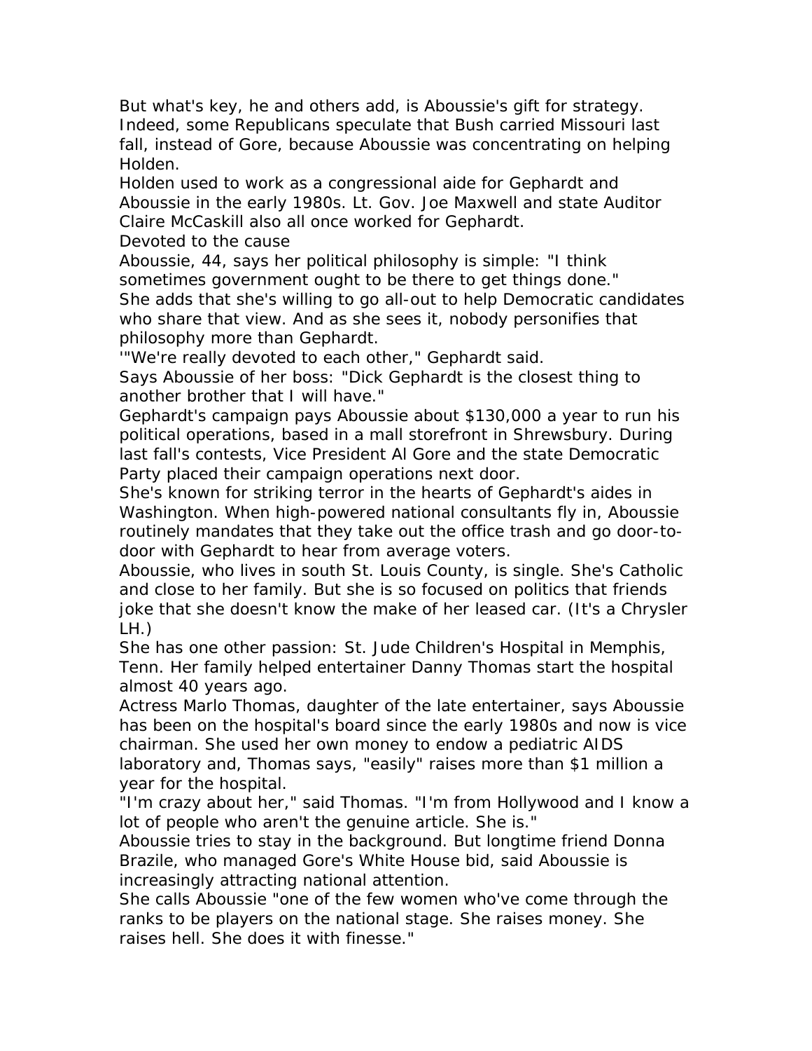But what's key, he and others add, is Aboussie's gift for strategy. Indeed, some Republicans speculate that Bush carried Missouri last fall, instead of Gore, because Aboussie was concentrating on helping Holden.

Holden used to work as a congressional aide for Gephardt and Aboussie in the early 1980s. Lt. Gov. Joe Maxwell and state Auditor Claire McCaskill also all once worked for Gephardt.

## Devoted to the cause

Aboussie, 44, says her political philosophy is simple: "I think sometimes government ought to be there to get things done."

She adds that she's willing to go all-out to help Democratic candidates who share that view. And as she sees it, nobody personifies that philosophy more than Gephardt.

'"We're really devoted to each other," Gephardt said.

Says Aboussie of her boss: "Dick Gephardt is the closest thing to another brother that I will have."

Gephardt's campaign pays Aboussie about $130,000 a year to run his political operations, based in a mall storefront in Shrewsbury. During last fall's contests, Vice President Al Gore and the state Democratic Party placed their campaign operations next door.

She's known for striking terror in the hearts of Gephardt's aides in Washington. When high-powered national consultants fly in, Aboussie routinely mandates that they take out the office trash and go door-to-door with Gephardt to hear from average voters.

Aboussie, who lives in south St. Louis County, is single. She's Catholic and close to her family. But she is so focused on politics that friends joke that she doesn't know the make of her leased car. (It's a Chrysler LH.)

She has one other passion: St. Jude Children's Hospital in Memphis, Tenn. Her family helped entertainer Danny Thomas start the hospital almost 40 years ago.

Actress Marlo Thomas, daughter of the late entertainer, says Aboussie has been on the hospital's board since the early 1980s and now is vice chairman. She used her own money to endow a pediatric AIDS laboratory and, Thomas says, "easily" raises more than $1 million a year for the hospital.

"I'm crazy about her," said Thomas. "I'm from Hollywood and I know a lot of people who aren't the genuine article. She is."

Aboussie tries to stay in the background. But longtime friend Donna Brazile, who managed Gore's White House bid, said Aboussie is increasingly attracting national attention.

She calls Aboussie "one of the few women who've come through the ranks to be players on the national stage. She raises money. She raises hell. She does it with finesse."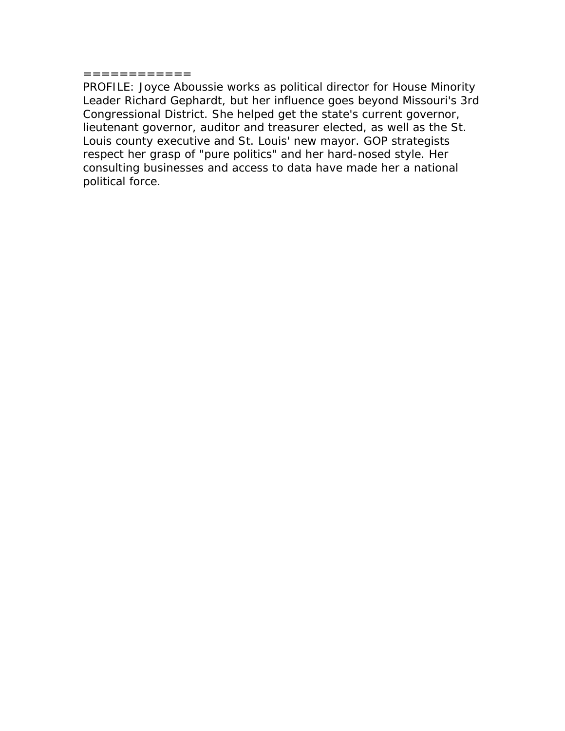============

PROFILE: Joyce Aboussie works as political director for House Minority Leader Richard Gephardt, but her influence goes beyond Missouri's 3rd Congressional District. She helped get the state's current governor, lieutenant governor, auditor and treasurer elected, as well as the St. Louis county executive and St. Louis' new mayor. GOP strategists respect her grasp of "pure politics" and her hard-nosed style. Her consulting businesses and access to data have made her a national political force.